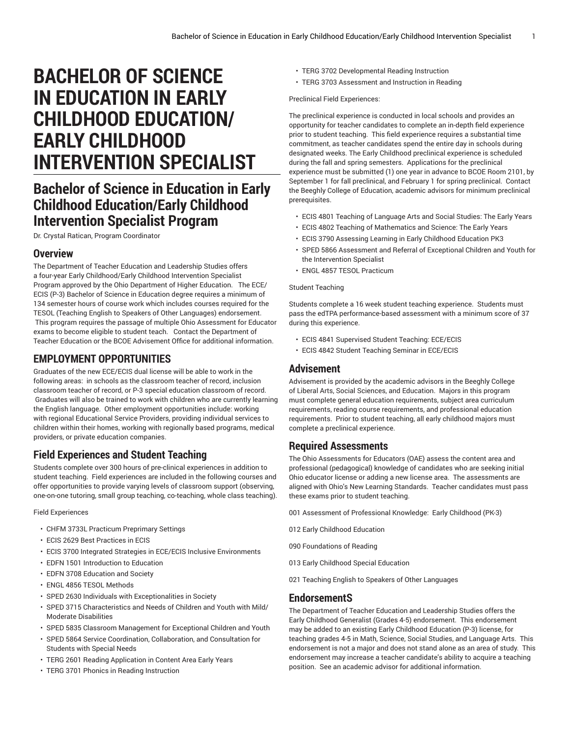# BACHELOR OF SCIENCE IN EDUCATION IN EARLY CHILDHOOD EDUCATION/ EARLY CHILDHOOD INTERVENTION SPECIALIST

## Bachelor of Science in Education in Early Childhood Education/Early Childhood Intervention Specialist Program

Dr. Crystal Ratican, Program Coordinator

### Overview

The Department of Teacher Education and Leadership Studies offers a four-year Early Childhood/Early Childhood Intervention Specialist Program approved by the Ohio Department of Higher Education. The ECE/ ECIS (P-3) Bachelor of Science in Education degree requires a minimum of 134 semester hours of course work which includes courses required for the TESOL (Teaching English to Speakers of Other Languages) endorsement. This program requires the passage of multiple Ohio Assessment for Educator exams to become eligible to student teach. Contact the Department of Teacher Education or the BCOE Advisement Office for additional information.

### EMPLOYMENT OPPORTUNITIES

Graduates of the new ECE/ECIS dual license will be able to work in the following areas: in schools as the classroom teacher of record, inclusion classroom teacher of record, or P-3 special education classroom of record. Graduates will also be trained to work with children who are currently learning the English language. Other employment opportunities include: working with regional Educational Service Providers, providing individual services to children within their homes, working with regionally based programs, medical providers, or private education companies.

### Field Experiences and Student Teaching

Students complete over 300 hours of pre-clinical experiences in addition to student teaching. Field experiences are included in the following courses and offer opportunities to provide varying levels of classroom support (observing, one-on-one tutoring, small group teaching, co-teaching, whole class teaching).

Field Experiences

- CHFM 3733L Practicum Preprimary Settings
- ECIS 2629 Best Practices in ECIS
- ECIS 3700 Integrated Strategies in ECE/ECIS Inclusive Environments
- EDFN 1501 Introduction to Education
- EDFN 3708 Education and Society
- ENGL 4856 TESOL Methods
- SPED 2630 Individuals with Exceptionalities in Society
- SPED 3715 Characteristics and Needs of Children and Youth with Mild/ Moderate Disabilities
- SPED 5835 Classroom Management for Exceptional Children and Youth
- SPED 5864 Service Coordination, Collaboration, and Consultation for Students with Special Needs
- TERG 2601 Reading Application in Content Area Early Years
- TERG 3701 Phonics in Reading Instruction
- TERG 3702 Developmental Reading Instruction
- TERG 3703 Assessment and Instruction in Reading

Preclinical Field Experiences:

The preclinical experience is conducted in local schools and provides an opportunity for teacher candidates to complete an in-depth field experience prior to student teaching. This field experience requires a substantial time commitment, as teacher candidates spend the entire day in schools during designated weeks. The Early Childhood preclinical experience is scheduled during the fall and spring semesters. Applications for the preclinical experience must be submitted (1) one year in advance to BCOE Room 2101, by September 1 for fall preclinical, and February 1 for spring preclinical. Contact the Beeghly College of Education, academic advisors for minimum preclinical prerequisites.

- ECIS 4801 Teaching of Language Arts and Social Studies: The Early Years
- ECIS 4802 Teaching of Mathematics and Science: The Early Years
- ECIS 3790 Assessing Learning in Early Childhood Education PK3
- SPED 5866 Assessment and Referral of Exceptional Children and Youth for the Intervention Specialist
- ENGL 4857 TESOL Practicum

Student Teaching

Students complete a 16 week student teaching experience. Students must pass the edTPA performance-based assessment with a minimum score of 37 during this experience.

- ECIS 4841 Supervised Student Teaching: ECE/ECIS
- ECIS 4842 Student Teaching Seminar in ECE/ECIS

### Advisement

Advisement is provided by the academic advisors in the Beeghly College of Liberal Arts, Social Sciences, and Education. Majors in this program must complete general education requirements, subject area curriculum requirements, reading course requirements, and professional education requirements. Prior to student teaching, all early childhood majors must complete a preclinical experience.

### Required Assessments

The Ohio Assessments for Educators (OAE) assess the content area and professional (pedagogical) knowledge of candidates who are seeking initial Ohio educator license or adding a new license area. The assessments are aligned with Ohio's New Learning Standards. Teacher candidates must pass these exams prior to student teaching.

001 Assessment of Professional Knowledge: Early Childhood (PK-3)

012 Early Childhood Education

090 Foundations of Reading

013 Early Childhood Special Education

021 Teaching English to Speakers of Other Languages

### EndorsementS

The Department of Teacher Education and Leadership Studies offers the Early Childhood Generalist (Grades 4-5) endorsement. This endorsement may be added to an existing Early Childhood Education (P-3) license, for teaching grades 4-5 in Math, Science, Social Studies, and Language Arts. This endorsement is not a major and does not stand alone as an area of study. This endorsement may increase a teacher candidate's ability to acquire a teaching position. See an academic advisor for additional information.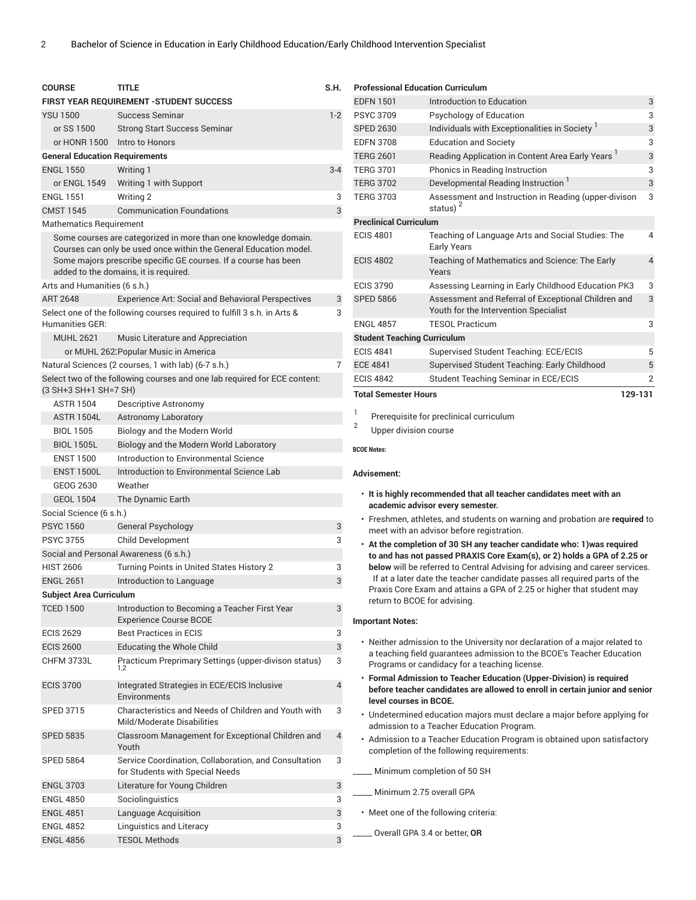| COURSE | TITLE | S.H. |
|---|---|---|
| **FIRST YEAR REQUIREMENT -STUDENT SUCCESS** | | |
| YSU 1500 | Success Seminar | 1-2 |
| or SS 1500 | Strong Start Success Seminar | |
| or HONR 1500 | Intro to Honors | |
| **General Education Requirements** | | |
| ENGL 1550 | Writing 1 | 3-4 |
| or ENGL 1549 | Writing 1 with Support | |
| ENGL 1551 | Writing 2 | 3 |
| CMST 1545 | Communication Foundations | 3 |
| Mathematics Requirement | | |
| Some courses are categorized in more than one knowledge domain. Courses can only be used once within the General Education model. Some majors prescribe specific GE courses. If a course has been added to the domains, it is required. | | |
| Arts and Humanities (6 s.h.) | | |
| ART 2648 | Experience Art: Social and Behavioral Perspectives | 3 |
| Select one of the following courses required to fulfill 3 s.h. in Arts & Humanities GER: | | 3 |
| MUHL 2621 | Music Literature and Appreciation | |
| or MUHL 262: | Popular Music in America | |
| Natural Sciences (2 courses, 1 with lab) (6-7 s.h.) | | 7 |
| Select two of the following courses and one lab required for ECE content: (3 SH+3 SH+1 SH=7 SH) | | |
| ASTR 1504 | Descriptive Astronomy | |
| ASTR 1504L | Astronomy Laboratory | |
| BIOL 1505 | Biology and the Modern World | |
| BIOL 1505L | Biology and the Modern World Laboratory | |
| ENST 1500 | Introduction to Environmental Science | |
| ENST 1500L | Introduction to Environmental Science Lab | |
| GEOG 2630 | Weather | |
| GEOL 1504 | The Dynamic Earth | |
| Social Science (6 s.h.) | | |
| PSYC 1560 | General Psychology | 3 |
| PSYC 3755 | Child Development | 3 |
| Social and Personal Awareness (6 s.h.) | | |
| HIST 2606 | Turning Points in United States History 2 | 3 |
| ENGL 2651 | Introduction to Language | 3 |
| **Subject Area Curriculum** | | |
| TCED 1500 | Introduction to Becoming a Teacher First Year Experience Course BCOE | 3 |
| ECIS 2629 | Best Practices in ECIS | 3 |
| ECIS 2600 | Educating the Whole Child | 3 |
| CHFM 3733L | Practicum Preprimary Settings (upper-divison status) [1,2] | 3 |
| ECIS 3700 | Integrated Strategies in ECE/ECIS Inclusive Environments | 4 |
| SPED 3715 | Characteristics and Needs of Children and Youth with Mild/Moderate Disabilities | 3 |
| SPED 5835 | Classroom Management for Exceptional Children and Youth | 4 |
| SPED 5864 | Service Coordination, Collaboration, and Consultation for Students with Special Needs | 3 |
| ENGL 3703 | Literature for Young Children | 3 |
| ENGL 4850 | Sociolinguistics | 3 |
| ENGL 4851 | Language Acquisition | 3 |
| ENGL 4852 | Linguistics and Literacy | 3 |
| ENGL 4856 | TESOL Methods | 3 |
| **Professional Education Curriculum** | | |
| EDFN 1501 | Introduction to Education | 3 |
| PSYC 3709 | Psychology of Education | 3 |
| SPED 2630 | Individuals with Exceptionalities in Society [1] | 3 |
| EDFN 3708 | Education and Society | 3 |
| TERG 2601 | Reading Application in Content Area Early Years [1] | 3 |
| TERG 3701 | Phonics in Reading Instruction | 3 |
| TERG 3702 | Developmental Reading Instruction [1] | 3 |
| TERG 3703 | Assessment and Instruction in Reading (upper-divison status) [2] | 3 |
| **Preclinical Curriculum** | | |
| ECIS 4801 | Teaching of Language Arts and Social Studies: The Early Years | 4 |
| ECIS 4802 | Teaching of Mathematics and Science: The Early Years | 4 |
| ECIS 3790 | Assessing Learning in Early Childhood Education PK3 | 3 |
| SPED 5866 | Assessment and Referral of Exceptional Children and Youth for the Intervention Specialist | 3 |
| ENGL 4857 | TESOL Practicum | 3 |
| **Student Teaching Curriculum** | | |
| ECIS 4841 | Supervised Student Teaching: ECE/ECIS | 5 |
| ECE 4841 | Supervised Student Teaching: Early Childhood | 5 |
| ECIS 4842 | Student Teaching Seminar in ECE/ECIS | 2 |
| **Total Semester Hours** | | **129-131** |

1. Prerequisite for preclinical curriculum
2. Upper division course

**BCOE Notes:**

**Advisement:**

- **It is highly recommended that all teacher candidates meet with an academic advisor every semester.**
- Freshmen, athletes, and students on warning and probation are **required** to meet with an advisor before registration.
- **At the completion of 30 SH any teacher candidate who: 1)was required to and has not passed PRAXIS Core Exam(s), or 2) holds a GPA of 2.25 or below** will be referred to Central Advising for advising and career services. If at a later date the teacher candidate passes all required parts of the Praxis Core Exam and attains a GPA of 2.25 or higher that student may return to BCOE for advising.

**Important Notes:**

- Neither admission to the University nor declaration of a major related to a teaching field guarantees admission to the BCOE's Teacher Education Programs or candidacy for a teaching license.
- **Formal Admission to Teacher Education (Upper-Division) is required before teacher candidates are allowed to enroll in certain junior and senior level courses in BCOE.**
- Undetermined education majors must declare a major before applying for admission to a Teacher Education Program.
- Admission to a Teacher Education Program is obtained upon satisfactory completion of the following requirements:

_____ Minimum completion of 50 SH

_____ Minimum 2.75 overall GPA

- Meet one of the following criteria:

_____ Overall GPA 3.4 or better, **OR**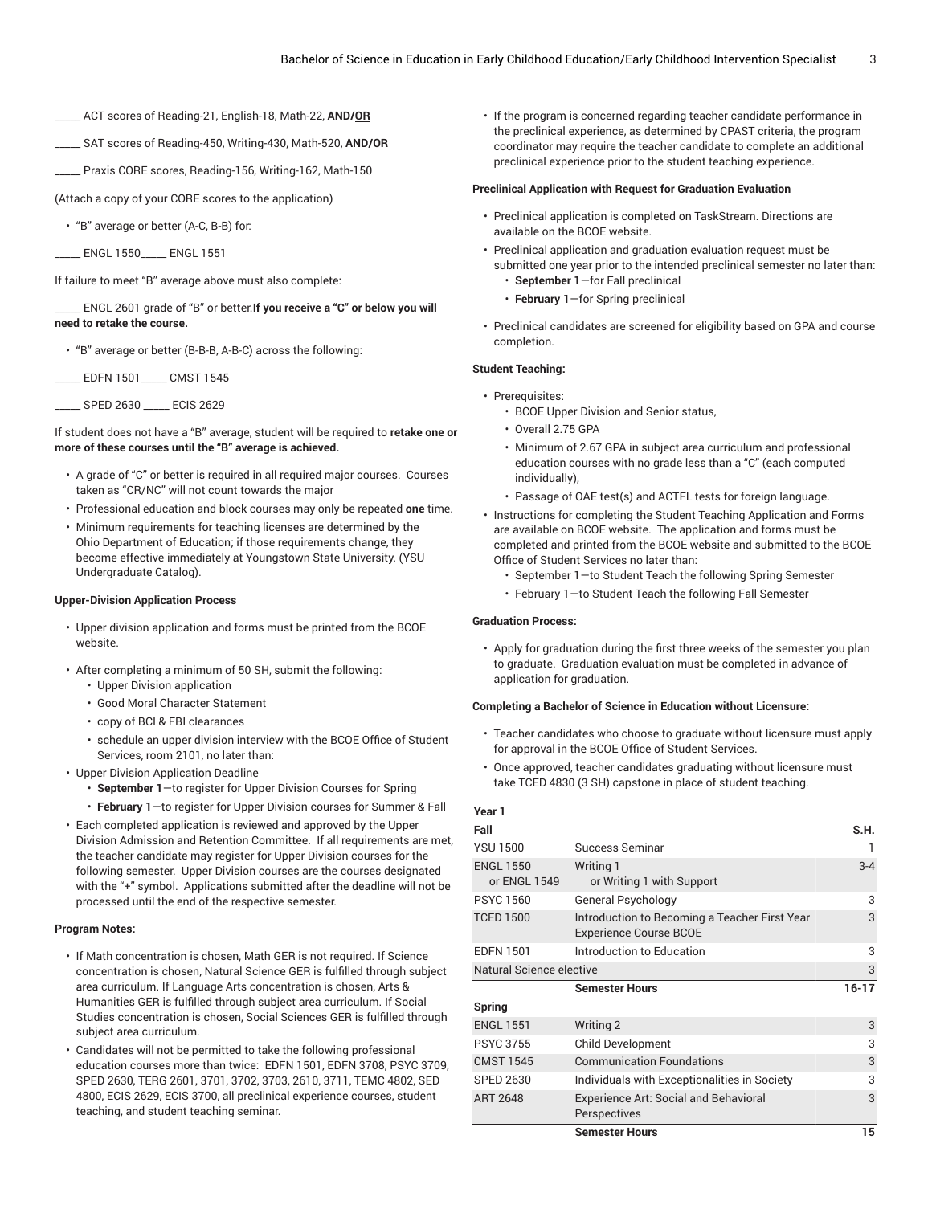_____ ACT scores of Reading-21, English-18, Math-22, **AND/OR**

_____ SAT scores of Reading-450, Writing-430, Math-520, **AND/OR**

_____ Praxis CORE scores, Reading-156, Writing-162, Math-150

(Attach a copy of your CORE scores to the application)

- "B" average or better (A-C, B-B) for:

_____ ENGL 1550_____ ENGL 1551

If failure to meet "B" average above must also complete:

_____ ENGL 2601 grade of "B" or better.**If you receive a "C" or below you will need to retake the course.**

- "B" average or better (B-B-B, A-B-C) across the following:

_____ EDFN 1501_____ CMST 1545

_____ SPED 2630 _____ ECIS 2629

If student does not have a "B" average, student will be required to **retake one or more of these courses until the "B" average is achieved.**

- A grade of "C" or better is required in all required major courses. Courses taken as "CR/NC" will not count towards the major
- Professional education and block courses may only be repeated **one** time.
- Minimum requirements for teaching licenses are determined by the Ohio Department of Education; if those requirements change, they become effective immediately at Youngstown State University. (YSU Undergraduate Catalog).

**Upper-Division Application Process**

- Upper division application and forms must be printed from the BCOE website.
- After completing a minimum of 50 SH, submit the following:
  - Upper Division application
  - Good Moral Character Statement
  - copy of BCI & FBI clearances
  - schedule an upper division interview with the BCOE Office of Student Services, room 2101, no later than:
- Upper Division Application Deadline
  - **September 1**—to register for Upper Division Courses for Spring
  - **February 1**—to register for Upper Division courses for Summer & Fall
- Each completed application is reviewed and approved by the Upper Division Admission and Retention Committee. If all requirements are met, the teacher candidate may register for Upper Division courses for the following semester. Upper Division courses are the courses designated with the "+" symbol. Applications submitted after the deadline will not be processed until the end of the respective semester.

**Program Notes:**

- If Math concentration is chosen, Math GER is not required. If Science concentration is chosen, Natural Science GER is fulfilled through subject area curriculum. If Language Arts concentration is chosen, Arts & Humanities GER is fulfilled through subject area curriculum. If Social Studies concentration is chosen, Social Sciences GER is fulfilled through subject area curriculum.
- Candidates will not be permitted to take the following professional education courses more than twice: EDFN 1501, EDFN 3708, PSYC 3709, SPED 2630, TERG 2601, 3701, 3702, 3703, 2610, 3711, TEMC 4802, SED 4800, ECIS 2629, ECIS 3700, all preclinical experience courses, student teaching, and student teaching seminar.
- If the program is concerned regarding teacher candidate performance in the preclinical experience, as determined by CPAST criteria, the program coordinator may require the teacher candidate to complete an additional preclinical experience prior to the student teaching experience.

**Preclinical Application with Request for Graduation Evaluation**

- Preclinical application is completed on TaskStream. Directions are available on the BCOE website.
- Preclinical application and graduation evaluation request must be submitted one year prior to the intended preclinical semester no later than:
  - **September 1**—for Fall preclinical
  - **February 1**—for Spring preclinical
- Preclinical candidates are screened for eligibility based on GPA and course completion.

**Student Teaching:**

- Prerequisites:
  - BCOE Upper Division and Senior status,
  - Overall 2.75 GPA
  - Minimum of 2.67 GPA in subject area curriculum and professional education courses with no grade less than a "C" (each computed individually),
  - Passage of OAE test(s) and ACTFL tests for foreign language.
- Instructions for completing the Student Teaching Application and Forms are available on BCOE website. The application and forms must be completed and printed from the BCOE website and submitted to the BCOE Office of Student Services no later than:
  - September 1—to Student Teach the following Spring Semester
  - February 1—to Student Teach the following Fall Semester

**Graduation Process:**

- Apply for graduation during the first three weeks of the semester you plan to graduate. Graduation evaluation must be completed in advance of application for graduation.

**Completing a Bachelor of Science in Education without Licensure:**

- Teacher candidates who choose to graduate without licensure must apply for approval in the BCOE Office of Student Services.
- Once approved, teacher candidates graduating without licensure must take TCED 4830 (3 SH) capstone in place of student teaching.

**Year 1**

| Fall | | S.H. |
|---|---|---|
| YSU 1500 | Success Seminar | 1 |
| ENGL 1550 or ENGL 1549 | Writing 1 or Writing 1 with Support | 3-4 |
| PSYC 1560 | General Psychology | 3 |
| TCED 1500 | Introduction to Becoming a Teacher First Year Experience Course BCOE | 3 |
| EDFN 1501 | Introduction to Education | 3 |
| Natural Science elective | | 3 |
| | **Semester Hours** | **16-17** |
| **Spring** | | |
| ENGL 1551 | Writing 2 | 3 |
| PSYC 3755 | Child Development | 3 |
| CMST 1545 | Communication Foundations | 3 |
| SPED 2630 | Individuals with Exceptionalities in Society | 3 |
| ART 2648 | Experience Art: Social and Behavioral Perspectives | 3 |
| | **Semester Hours** | **15** |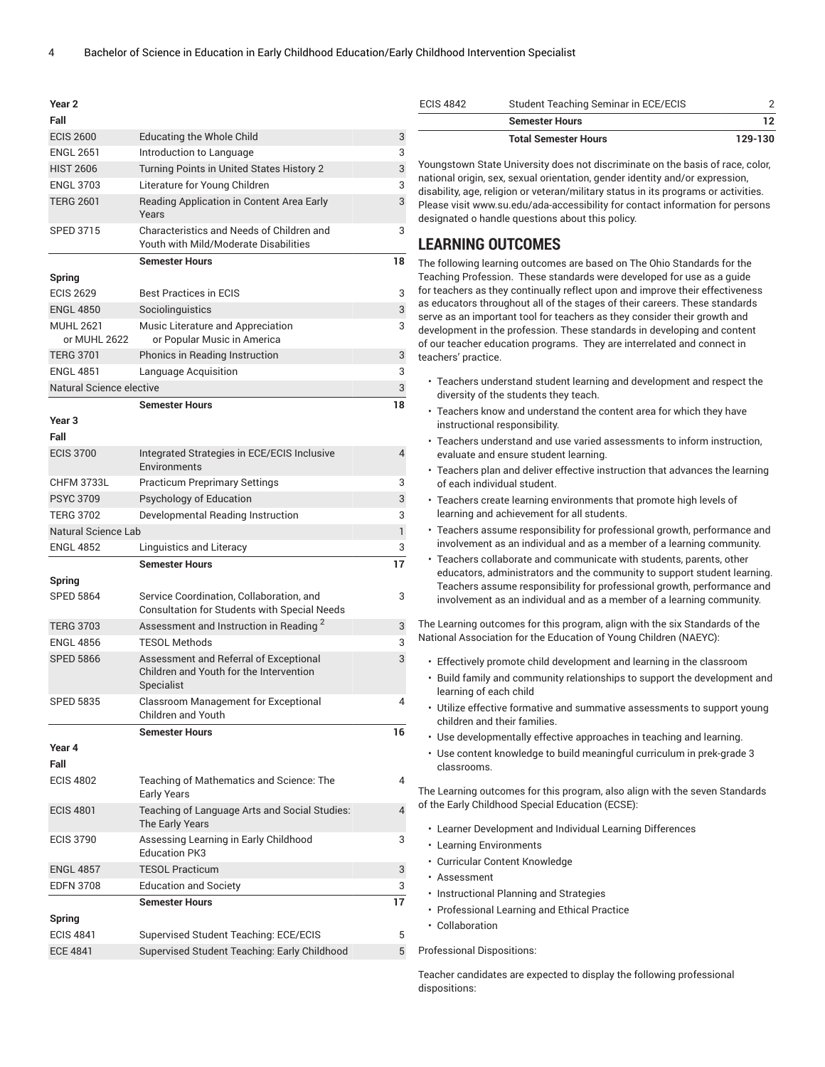| Course | Title | Hours |
|---|---|---|
| **Year 2** | | |
| **Fall** | | |
| ECIS 2600 | Educating the Whole Child | 3 |
| ENGL 2651 | Introduction to Language | 3 |
| HIST 2606 | Turning Points in United States History 2 | 3 |
| ENGL 3703 | Literature for Young Children | 3 |
| TERG 2601 | Reading Application in Content Area Early Years | 3 |
| SPED 3715 | Characteristics and Needs of Children and Youth with Mild/Moderate Disabilities | 3 |
| | **Semester Hours** | **18** |
| **Spring** | | |
| ECIS 2629 | Best Practices in ECIS | 3 |
| ENGL 4850 | Sociolinguistics | 3 |
| MUHL 2621 or MUHL 2622 | Music Literature and Appreciation or Popular Music in America | 3 |
| TERG 3701 | Phonics in Reading Instruction | 3 |
| ENGL 4851 | Language Acquisition | 3 |
| Natural Science elective | | 3 |
| | **Semester Hours** | **18** |
| **Year 3** | | |
| **Fall** | | |
| ECIS 3700 | Integrated Strategies in ECE/ECIS Inclusive Environments | 4 |
| CHFM 3733L | Practicum Preprimary Settings | 3 |
| PSYC 3709 | Psychology of Education | 3 |
| TERG 3702 | Developmental Reading Instruction | 3 |
| Natural Science Lab | | 1 |
| ENGL 4852 | Linguistics and Literacy | 3 |
| | **Semester Hours** | **17** |
| **Spring** | | |
| SPED 5864 | Service Coordination, Collaboration, and Consultation for Students with Special Needs | 3 |
| TERG 3703 | Assessment and Instruction in Reading [2] | 3 |
| ENGL 4856 | TESOL Methods | 3 |
| SPED 5866 | Assessment and Referral of Exceptional Children and Youth for the Intervention Specialist | 3 |
| SPED 5835 | Classroom Management for Exceptional Children and Youth | 4 |
| | **Semester Hours** | **16** |
| **Year 4** | | |
| **Fall** | | |
| ECIS 4802 | Teaching of Mathematics and Science: The Early Years | 4 |
| ECIS 4801 | Teaching of Language Arts and Social Studies: The Early Years | 4 |
| ECIS 3790 | Assessing Learning in Early Childhood Education PK3 | 3 |
| ENGL 4857 | TESOL Practicum | 3 |
| EDFN 3708 | Education and Society | 3 |
| | **Semester Hours** | **17** |
| **Spring** | | |
| ECIS 4841 | Supervised Student Teaching: ECE/ECIS | 5 |
| ECE 4841 | Supervised Student Teaching: Early Childhood | 5 |
| ECIS 4842 | Student Teaching Seminar in ECE/ECIS | 2 |
| | **Semester Hours** | **12** |
| | **Total Semester Hours** | **129-130** |

Youngstown State University does not discriminate on the basis of race, color, national origin, sex, sexual orientation, gender identity and/or expression, disability, age, religion or veteran/military status in its programs or activities. Please visit www.su.edu/ada-accessibility for contact information for persons designated o handle questions about this policy.

## LEARNING OUTCOMES

The following learning outcomes are based on The Ohio Standards for the Teaching Profession. These standards were developed for use as a guide for teachers as they continually reflect upon and improve their effectiveness as educators throughout all of the stages of their careers. These standards serve as an important tool for teachers as they consider their growth and development in the profession. These standards in developing and content of our teacher education programs. They are interrelated and connect in teachers' practice.

- Teachers understand student learning and development and respect the diversity of the students they teach.
- Teachers know and understand the content area for which they have instructional responsibility.
- Teachers understand and use varied assessments to inform instruction, evaluate and ensure student learning.
- Teachers plan and deliver effective instruction that advances the learning of each individual student.
- Teachers create learning environments that promote high levels of learning and achievement for all students.
- Teachers assume responsibility for professional growth, performance and involvement as an individual and as a member of a learning community.
- Teachers collaborate and communicate with students, parents, other educators, administrators and the community to support student learning. Teachers assume responsibility for professional growth, performance and involvement as an individual and as a member of a learning community.

The Learning outcomes for this program, align with the six Standards of the National Association for the Education of Young Children (NAEYC):

- Effectively promote child development and learning in the classroom
- Build family and community relationships to support the development and learning of each child
- Utilize effective formative and summative assessments to support young children and their families.
- Use developmentally effective approaches in teaching and learning.
- Use content knowledge to build meaningful curriculum in prek-grade 3 classrooms.

The Learning outcomes for this program, also align with the seven Standards of the Early Childhood Special Education (ECSE):

- Learner Development and Individual Learning Differences
- Learning Environments
- Curricular Content Knowledge
- Assessment
- Instructional Planning and Strategies
- Professional Learning and Ethical Practice
- Collaboration

Professional Dispositions:

Teacher candidates are expected to display the following professional dispositions: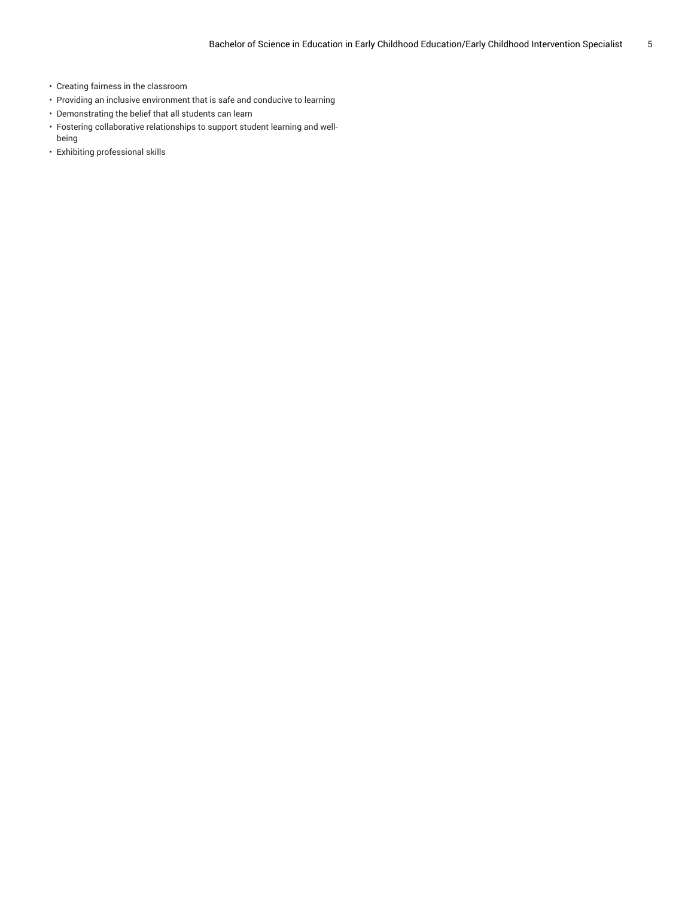- Creating fairness in the classroom
- Providing an inclusive environment that is safe and conducive to learning
- Demonstrating the belief that all students can learn
- Fostering collaborative relationships to support student learning and well-being
- Exhibiting professional skills